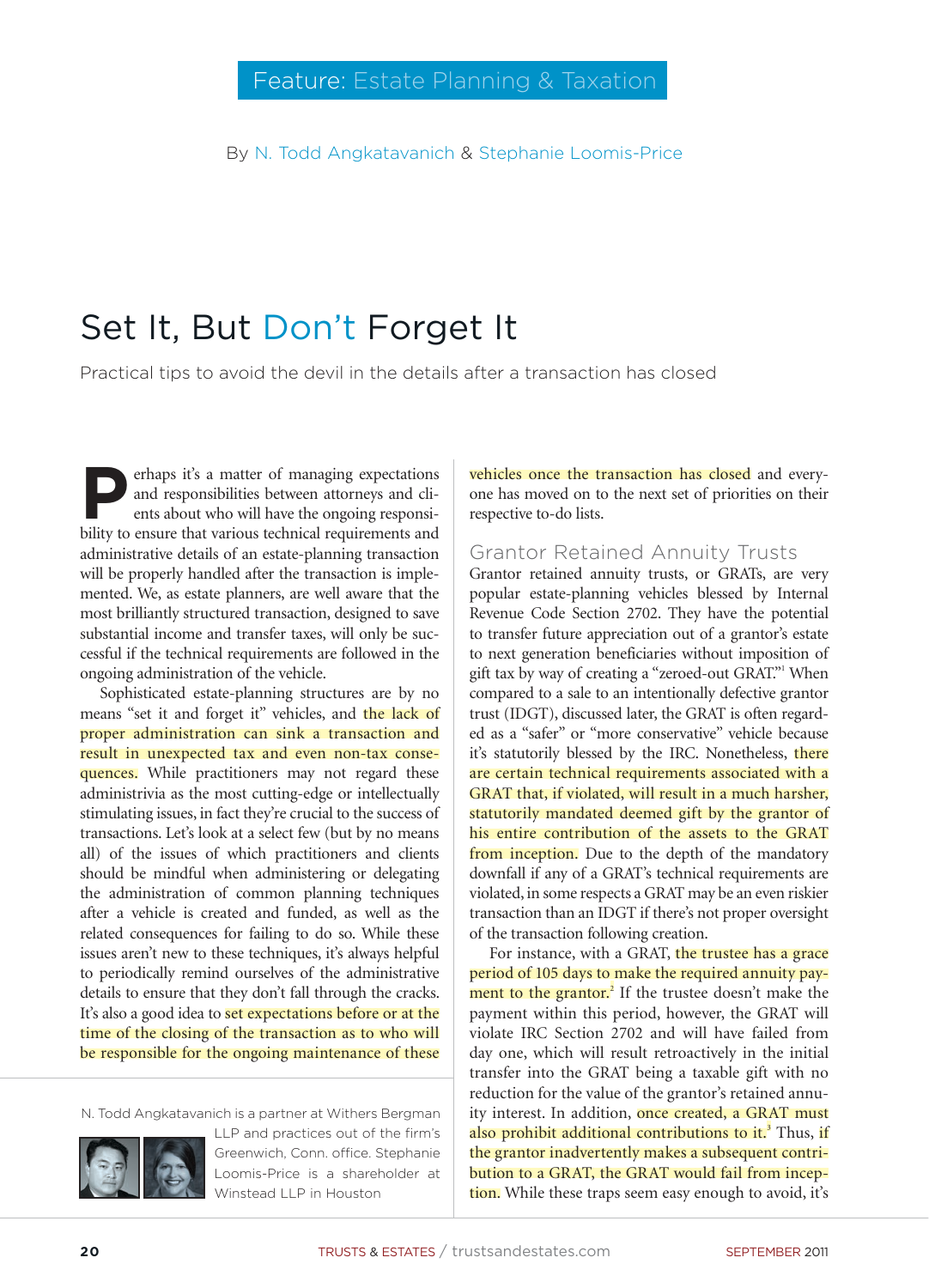Feature: Estate Planning & Taxation

By N. Todd Angkatavanich & Stephanie Loomis-Price

# Set It, But Don't Forget It

Practical tips to avoid the devil in the details after a transaction has closed

Perhaps it's a matter of managing expectations and responsibilities between attorneys and clients about who will have the ongoing responsibility to ensure that various technical requirements and administrative details of an estate-planning transaction will be properly handled after the transaction is implemented. We, as estate planners, are well aware that the most brilliantly structured transaction, designed to save substantial income and transfer taxes, will only be successful if the technical requirements are followed in the ongoing administration of the vehicle.

Sophisticated estate-planning structures are by no means "set it and forget it" vehicles, and the lack of proper administration can sink a transaction and result in unexpected tax and even non-tax consequences. While practitioners may not regard these administrivia as the most cutting-edge or intellectually stimulating issues, in fact they're crucial to the success of transactions. Let's look at a select few (but by no means all) of the issues of which practitioners and clients should be mindful when administering or delegating the administration of common planning techniques after a vehicle is created and funded, as well as the related consequences for failing to do so. While these issues aren't new to these techniques, it's always helpful to periodically remind ourselves of the administrative details to ensure that they don't fall through the cracks. It's also a good idea to set expectations before or at the time of the closing of the transaction as to who will be responsible for the ongoing maintenance of these vehicles once the transaction has closed and everyone has moved on to the next set of priorities on their respective to-do lists.

N. Todd Angkatavanich is a partner at Withers Bergman LLP and practices out of the firm's Greenwich, Conn. office. Stephanie Loomis-Price is a shareholder at Winstead LLP in Houston

## Grantor Retained Annuity Trusts

Grantor retained annuity trusts, or GRATs, are very popular estate-planning vehicles blessed by Internal Revenue Code Section 2702. They have the potential to transfer future appreciation out of a grantor's estate to next generation beneficiaries without imposition of gift tax by way of creating a "zeroed-out GRAT."[1] When compared to a sale to an intentionally defective grantor trust (IDGT), discussed later, the GRAT is often regarded as a "safer" or "more conservative" vehicle because it's statutorily blessed by the IRC. Nonetheless, there are certain technical requirements associated with a GRAT that, if violated, will result in a much harsher, statutorily mandated deemed gift by the grantor of his entire contribution of the assets to the GRAT from inception. Due to the depth of the mandatory downfall if any of a GRAT's technical requirements are violated, in some respects a GRAT may be an even riskier transaction than an IDGT if there's not proper oversight of the transaction following creation.

For instance, with a GRAT, the trustee has a grace period of 105 days to make the required annuity payment to the grantor.[2] If the trustee doesn't make the payment within this period, however, the GRAT will violate IRC Section 2702 and will have failed from day one, which will result retroactively in the initial transfer into the GRAT being a taxable gift with no reduction for the value of the grantor's retained annuity interest. In addition, once created, a GRAT must also prohibit additional contributions to it.[3] Thus, if the grantor inadvertently makes a subsequent contribution to a GRAT, the GRAT would fail from inception. While these traps seem easy enough to avoid, it's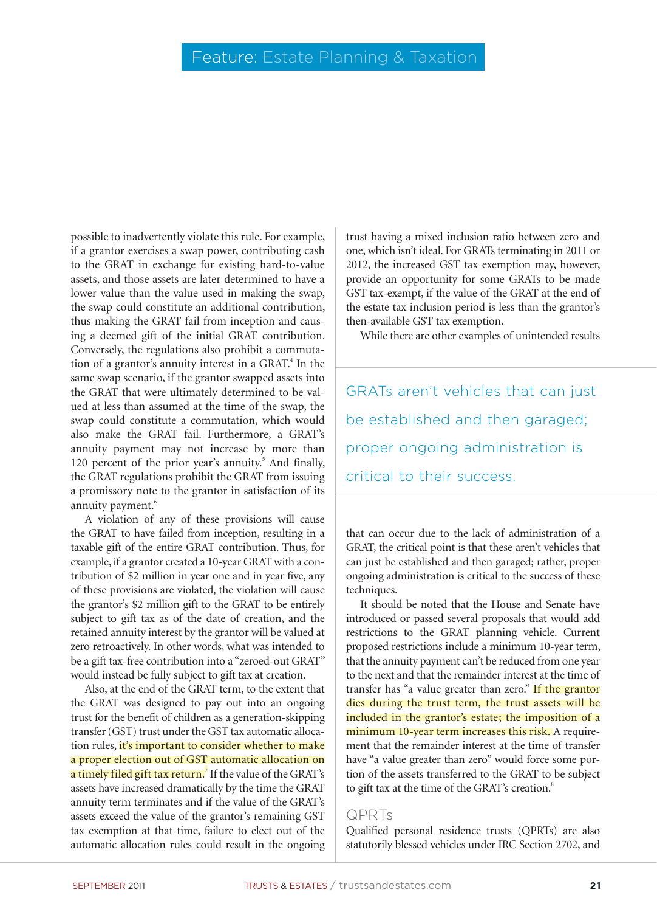possible to inadvertently violate this rule. For example, if a grantor exercises a swap power, contributing cash to the GRAT in exchange for existing hard-to-value assets, and those assets are later determined to have a lower value than the value used in making the swap, the swap could constitute an additional contribution, thus making the GRAT fail from inception and causing a deemed gift of the initial GRAT contribution. Conversely, the regulations also prohibit a commutation of a grantor's annuity interest in a GRAT.[4] In the same swap scenario, if the grantor swapped assets into the GRAT that were ultimately determined to be valued at less than assumed at the time of the swap, the swap could constitute a commutation, which would also make the GRAT fail. Furthermore, a GRAT's annuity payment may not increase by more than 120 percent of the prior year's annuity.[5] And finally, the GRAT regulations prohibit the GRAT from issuing a promissory note to the grantor in satisfaction of its annuity payment.[6]

A violation of any of these provisions will cause the GRAT to have failed from inception, resulting in a taxable gift of the entire GRAT contribution. Thus, for example, if a grantor created a 10-year GRAT with a contribution of $2 million in year one and in year five, any of these provisions are violated, the violation will cause the grantor's $2 million gift to the GRAT to be entirely subject to gift tax as of the date of creation, and the retained annuity interest by the grantor will be valued at zero retroactively. In other words, what was intended to be a gift tax-free contribution into a "zeroed-out GRAT" would instead be fully subject to gift tax at creation.

Also, at the end of the GRAT term, to the extent that the GRAT was designed to pay out into an ongoing trust for the benefit of children as a generation-skipping transfer (GST) trust under the GST tax automatic allocation rules, it's important to consider whether to make a proper election out of GST automatic allocation on a timely filed gift tax return.[7] If the value of the GRAT's assets have increased dramatically by the time the GRAT annuity term terminates and if the value of the GRAT's assets exceed the value of the grantor's remaining GST tax exemption at that time, failure to elect out of the automatic allocation rules could result in the ongoing trust having a mixed inclusion ratio between zero and one, which isn't ideal. For GRATs terminating in 2011 or 2012, the increased GST tax exemption may, however, provide an opportunity for some GRATs to be made GST tax-exempt, if the value of the GRAT at the end of the estate tax inclusion period is less than the grantor's then-available GST tax exemption.

While there are other examples of unintended results that can occur due to the lack of administration of a GRAT, the critical point is that these aren't vehicles that can just be established and then garaged; rather, proper ongoing administration is critical to the success of these techniques.

> GRATs aren't vehicles that can just be established and then garaged; proper ongoing administration is critical to their success.

It should be noted that the House and Senate have introduced or passed several proposals that would add restrictions to the GRAT planning vehicle. Current proposed restrictions include a minimum 10-year term, that the annuity payment can't be reduced from one year to the next and that the remainder interest at the time of transfer has "a value greater than zero." If the grantor dies during the trust term, the trust assets will be included in the grantor's estate; the imposition of a minimum 10-year term increases this risk. A requirement that the remainder interest at the time of transfer have "a value greater than zero" would force some portion of the assets transferred to the GRAT to be subject to gift tax at the time of the GRAT's creation.[8]

## QPRTs

Qualified personal residence trusts (QPRTs) are also statutorily blessed vehicles under IRC Section 2702, and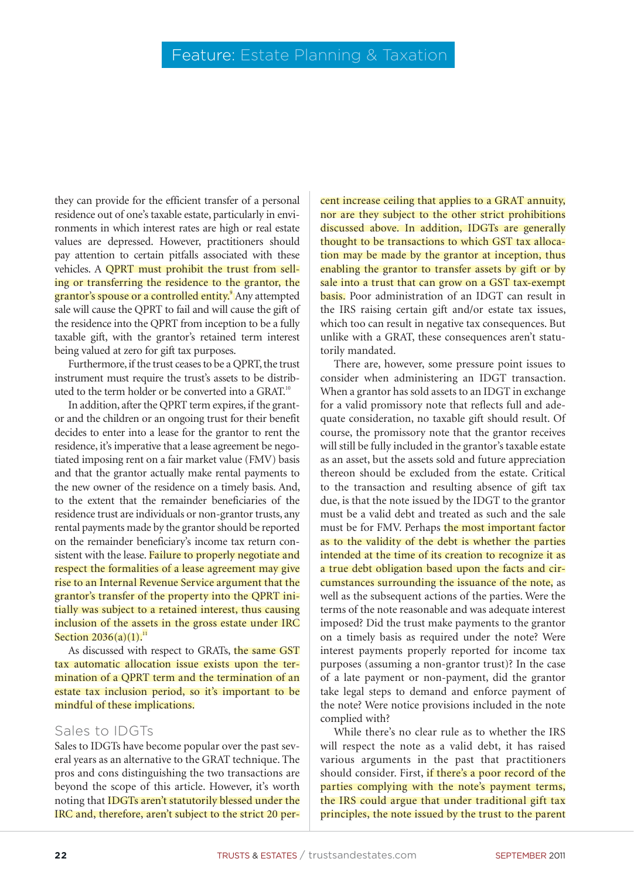they can provide for the efficient transfer of a personal residence out of one's taxable estate, particularly in environments in which interest rates are high or real estate values are depressed. However, practitioners should pay attention to certain pitfalls associated with these vehicles. A QPRT must prohibit the trust from selling or transferring the residence to the grantor, the grantor's spouse or a controlled entity.[9] Any attempted sale will cause the QPRT to fail and will cause the gift of the residence into the QPRT from inception to be a fully taxable gift, with the grantor's retained term interest being valued at zero for gift tax purposes.

Furthermore, if the trust ceases to be a QPRT, the trust instrument must require the trust's assets to be distributed to the term holder or be converted into a GRAT.[10]

In addition, after the QPRT term expires, if the grantor and the children or an ongoing trust for their benefit decides to enter into a lease for the grantor to rent the residence, it's imperative that a lease agreement be negotiated imposing rent on a fair market value (FMV) basis and that the grantor actually make rental payments to the new owner of the residence on a timely basis. And, to the extent that the remainder beneficiaries of the residence trust are individuals or non-grantor trusts, any rental payments made by the grantor should be reported on the remainder beneficiary's income tax return consistent with the lease. Failure to properly negotiate and respect the formalities of a lease agreement may give rise to an Internal Revenue Service argument that the grantor's transfer of the property into the QPRT initially was subject to a retained interest, thus causing inclusion of the assets in the gross estate under IRC Section 2036(a)(1).[11]

As discussed with respect to GRATs, the same GST tax automatic allocation issue exists upon the termination of a QPRT term and the termination of an estate tax inclusion period, so it's important to be mindful of these implications.

## Sales to IDGTs

Sales to IDGTs have become popular over the past several years as an alternative to the GRAT technique. The pros and cons distinguishing the two transactions are beyond the scope of this article. However, it's worth noting that IDGTs aren't statutorily blessed under the IRC and, therefore, aren't subject to the strict 20 percent increase ceiling that applies to a GRAT annuity, nor are they subject to the other strict prohibitions discussed above. In addition, IDGTs are generally thought to be transactions to which GST tax allocation may be made by the grantor at inception, thus enabling the grantor to transfer assets by gift or by sale into a trust that can grow on a GST tax-exempt basis. Poor administration of an IDGT can result in the IRS raising certain gift and/or estate tax issues, which too can result in negative tax consequences. But unlike with a GRAT, these consequences aren't statutorily mandated.

There are, however, some pressure point issues to consider when administering an IDGT transaction. When a grantor has sold assets to an IDGT in exchange for a valid promissory note that reflects full and adequate consideration, no taxable gift should result. Of course, the promissory note that the grantor receives will still be fully included in the grantor's taxable estate as an asset, but the assets sold and future appreciation thereon should be excluded from the estate. Critical to the transaction and resulting absence of gift tax due, is that the note issued by the IDGT to the grantor must be a valid debt and treated as such and the sale must be for FMV. Perhaps the most important factor as to the validity of the debt is whether the parties intended at the time of its creation to recognize it as a true debt obligation based upon the facts and circumstances surrounding the issuance of the note, as well as the subsequent actions of the parties. Were the terms of the note reasonable and was adequate interest imposed? Did the trust make payments to the grantor on a timely basis as required under the note? Were interest payments properly reported for income tax purposes (assuming a non-grantor trust)? In the case of a late payment or non-payment, did the grantor take legal steps to demand and enforce payment of the note? Were notice provisions included in the note complied with?

While there's no clear rule as to whether the IRS will respect the note as a valid debt, it has raised various arguments in the past that practitioners should consider. First, if there's a poor record of the parties complying with the note's payment terms, the IRS could argue that under traditional gift tax principles, the note issued by the trust to the parent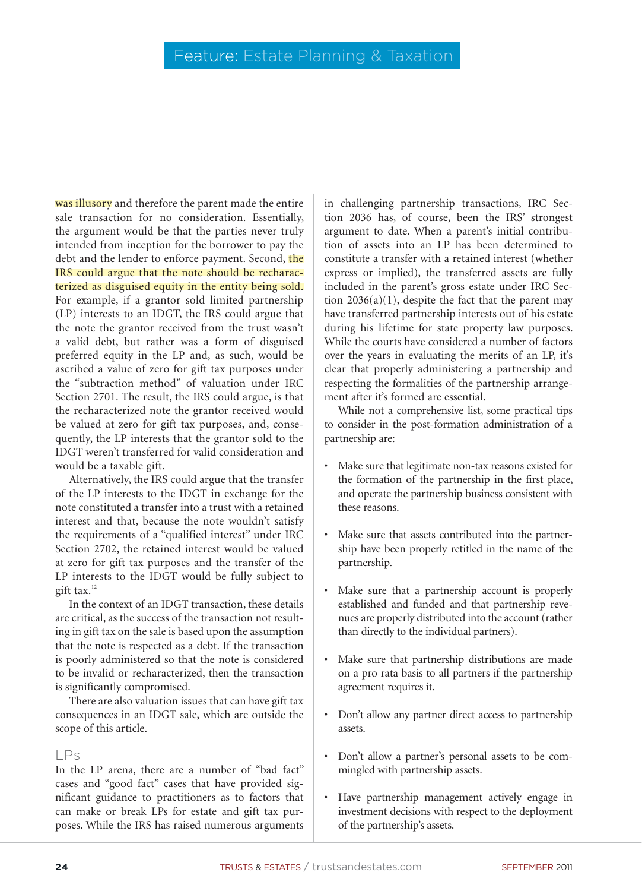was illusory and therefore the parent made the entire sale transaction for no consideration. Essentially, the argument would be that the parties never truly intended from inception for the borrower to pay the debt and the lender to enforce payment. Second, the IRS could argue that the note should be recharacterized as disguised equity in the entity being sold. For example, if a grantor sold limited partnership (LP) interests to an IDGT, the IRS could argue that the note the grantor received from the trust wasn't a valid debt, but rather was a form of disguised preferred equity in the LP and, as such, would be ascribed a value of zero for gift tax purposes under the "subtraction method" of valuation under IRC Section 2701. The result, the IRS could argue, is that the recharacterized note the grantor received would be valued at zero for gift tax purposes, and, consequently, the LP interests that the grantor sold to the IDGT weren't transferred for valid consideration and would be a taxable gift.

Alternatively, the IRS could argue that the transfer of the LP interests to the IDGT in exchange for the note constituted a transfer into a trust with a retained interest and that, because the note wouldn't satisfy the requirements of a "qualified interest" under IRC Section 2702, the retained interest would be valued at zero for gift tax purposes and the transfer of the LP interests to the IDGT would be fully subject to gift tax.[12]

In the context of an IDGT transaction, these details are critical, as the success of the transaction not resulting in gift tax on the sale is based upon the assumption that the note is respected as a debt. If the transaction is poorly administered so that the note is considered to be invalid or recharacterized, then the transaction is significantly compromised.

There are also valuation issues that can have gift tax consequences in an IDGT sale, which are outside the scope of this article.

## LPs

In the LP arena, there are a number of "bad fact" cases and "good fact" cases that have provided significant guidance to practitioners as to factors that can make or break LPs for estate and gift tax purposes. While the IRS has raised numerous arguments in challenging partnership transactions, IRC Section 2036 has, of course, been the IRS' strongest argument to date. When a parent's initial contribution of assets into an LP has been determined to constitute a transfer with a retained interest (whether express or implied), the transferred assets are fully included in the parent's gross estate under IRC Section 2036(a)(1), despite the fact that the parent may have transferred partnership interests out of his estate during his lifetime for state property law purposes. While the courts have considered a number of factors over the years in evaluating the merits of an LP, it's clear that properly administering a partnership and respecting the formalities of the partnership arrangement after it's formed are essential.

While not a comprehensive list, some practical tips to consider in the post-formation administration of a partnership are:

- Make sure that legitimate non-tax reasons existed for the formation of the partnership in the first place, and operate the partnership business consistent with these reasons.
- Make sure that assets contributed into the partnership have been properly retitled in the name of the partnership.
- Make sure that a partnership account is properly established and funded and that partnership revenues are properly distributed into the account (rather than directly to the individual partners).
- Make sure that partnership distributions are made on a pro rata basis to all partners if the partnership agreement requires it.
- Don't allow any partner direct access to partnership assets.
- Don't allow a partner's personal assets to be commingled with partnership assets.
- Have partnership management actively engage in investment decisions with respect to the deployment of the partnership's assets.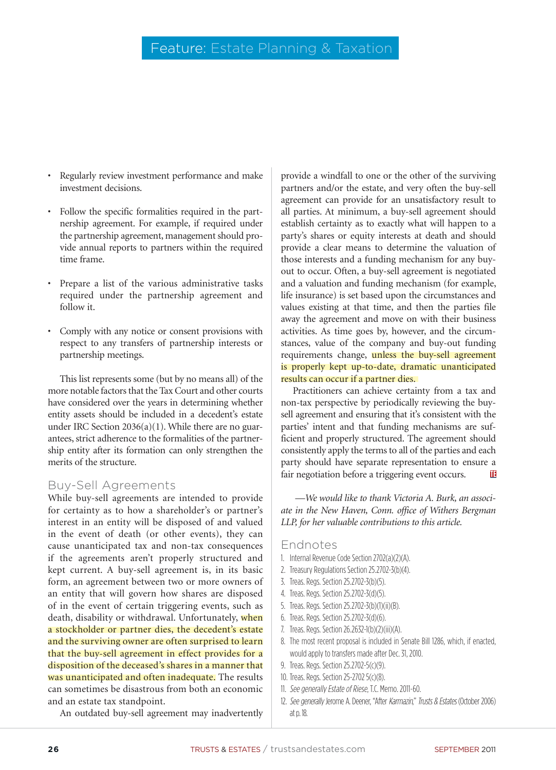- Regularly review investment performance and make investment decisions.

- Follow the specific formalities required in the partnership agreement. For example, if required under the partnership agreement, management should provide annual reports to partners within the required time frame.

- Prepare a list of the various administrative tasks required under the partnership agreement and follow it.

- Comply with any notice or consent provisions with respect to any transfers of partnership interests or partnership meetings.

This list represents some (but by no means all) of the more notable factors that the Tax Court and other courts have considered over the years in determining whether entity assets should be included in a decedent's estate under IRC Section 2036(a)(1). While there are no guarantees, strict adherence to the formalities of the partnership entity after its formation can only strengthen the merits of the structure.

## Buy-Sell Agreements

While buy-sell agreements are intended to provide for certainty as to how a shareholder's or partner's interest in an entity will be disposed of and valued in the event of death (or other events), they can cause unanticipated tax and non-tax consequences if the agreements aren't properly structured and kept current. A buy-sell agreement is, in its basic form, an agreement between two or more owners of an entity that will govern how shares are disposed of in the event of certain triggering events, such as death, disability or withdrawal. Unfortunately, when a stockholder or partner dies, the decedent's estate and the surviving owner are often surprised to learn that the buy-sell agreement in effect provides for a disposition of the deceased's shares in a manner that was unanticipated and often inadequate. The results can sometimes be disastrous from both an economic and an estate tax standpoint.

An outdated buy-sell agreement may inadvertently provide a windfall to one or the other of the surviving partners and/or the estate, and very often the buy-sell agreement can provide for an unsatisfactory result to all parties. At minimum, a buy-sell agreement should establish certainty as to exactly what will happen to a party's shares or equity interests at death and should provide a clear means to determine the valuation of those interests and a funding mechanism for any buy-out to occur. Often, a buy-sell agreement is negotiated and a valuation and funding mechanism (for example, life insurance) is set based upon the circumstances and values existing at that time, and then the parties file away the agreement and move on with their business activities. As time goes by, however, and the circumstances, value of the company and buy-out funding requirements change, unless the buy-sell agreement is properly kept up-to-date, dramatic unanticipated results can occur if a partner dies.

Practitioners can achieve certainty from a tax and non-tax perspective by periodically reviewing the buy-sell agreement and ensuring that it's consistent with the parties' intent and that funding mechanisms are sufficient and properly structured. The agreement should consistently apply the terms to all of the parties and each party should have separate representation to ensure a fair negotiation before a triggering event occurs.

*—We would like to thank Victoria A. Burk, an associate in the New Haven, Conn. office of Withers Bergman LLP, for her valuable contributions to this article.*

## Endnotes

1. Internal Revenue Code Section 2702(a)(2)(A).
2. Treasury Regulations Section 25.2702-3(b)(4).
3. Treas. Regs. Section 25.2702-3(b)(5).
4. Treas. Regs. Section 25.2702-3(d)(5).
5. Treas. Regs. Section 25.2702-3(b)(1)(ii)(B).
6. Treas. Regs. Section 25.2702-3(d)(6).
7. Treas. Regs. Section 26.2632-1(b)(2)(iii)(A).
8. The most recent proposal is included in Senate Bill 1286, which, if enacted, would apply to transfers made after Dec. 31, 2010.
9. Treas. Regs. Section 25.2702-5(c)(9).
10. Treas. Regs. Section 25-2702 5(c)(8).
11. *See generally Estate of Riese*, T.C. Memo. 2011-60.
12. *See generally* Jerome A. Deener, "After *Karmazin*," *Trusts & Estates* (October 2006) at p. 18.